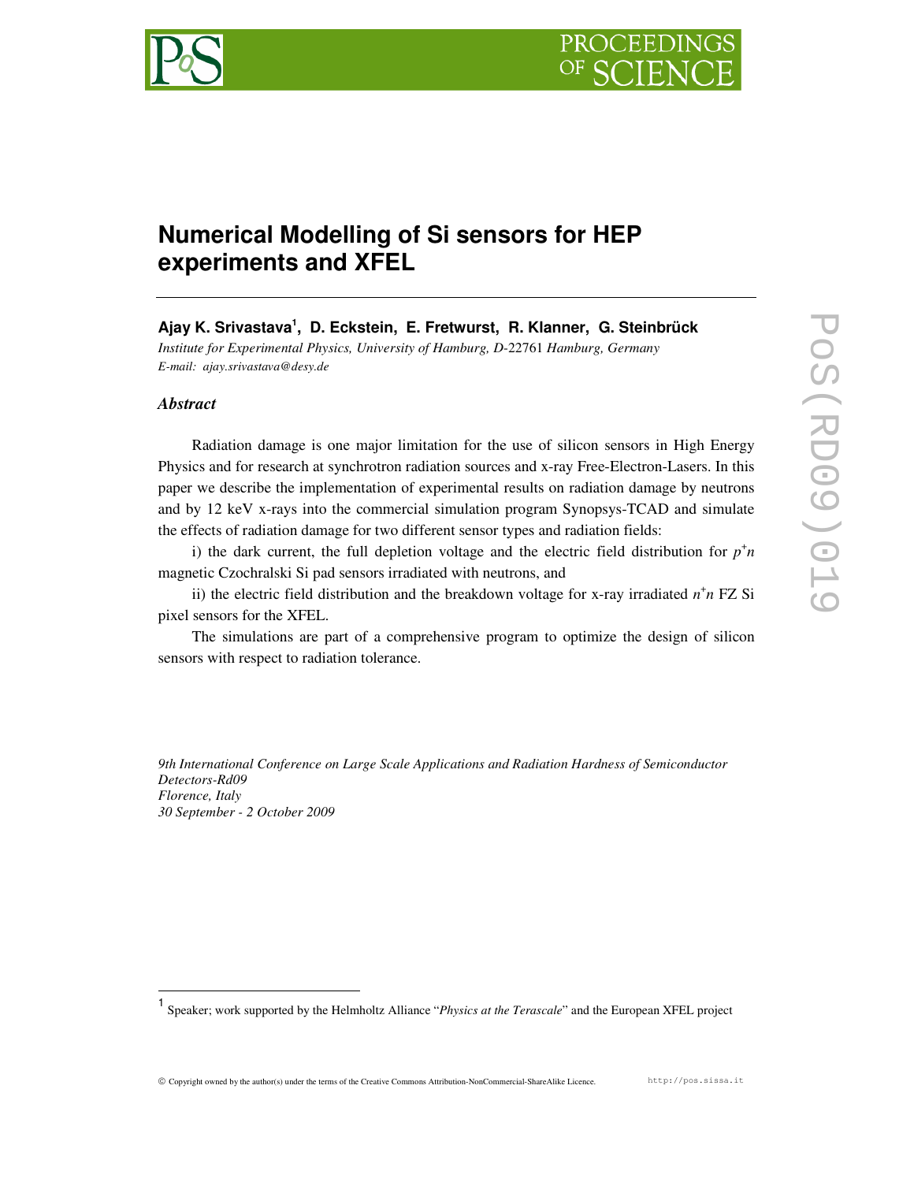# Numerical Modelling of Si sensors for HEP experiments and XFEL

**Ajay K. Srivastava[1], D. Eckstein, E. Fretwurst, R. Klanner, G. Steinbrück**

*Institute for Experimental Physics, University of Hamburg, D-22761 Hamburg, Germany*
*E-mail: ajay.srivastava@desy.de*

### *Abstract*

Radiation damage is one major limitation for the use of silicon sensors in High Energy Physics and for research at synchrotron radiation sources and x-ray Free-Electron-Lasers. In this paper we describe the implementation of experimental results on radiation damage by neutrons and by 12 keV x-rays into the commercial simulation program Synopsys-TCAD and simulate the effects of radiation damage for two different sensor types and radiation fields:

i) the dark current, the full depletion voltage and the electric field distribution for $p^+n$ magnetic Czochralski Si pad sensors irradiated with neutrons, and

ii) the electric field distribution and the breakdown voltage for x-ray irradiated $n^+n$ FZ Si pixel sensors for the XFEL.

The simulations are part of a comprehensive program to optimize the design of silicon sensors with respect to radiation tolerance.

*9th International Conference on Large Scale Applications and Radiation Hardness of Semiconductor Detectors-Rd09*
*Florence, Italy*
*30 September - 2 October 2009*

[1] Speaker; work supported by the Helmholtz Alliance "*Physics at the Terascale*" and the European XFEL project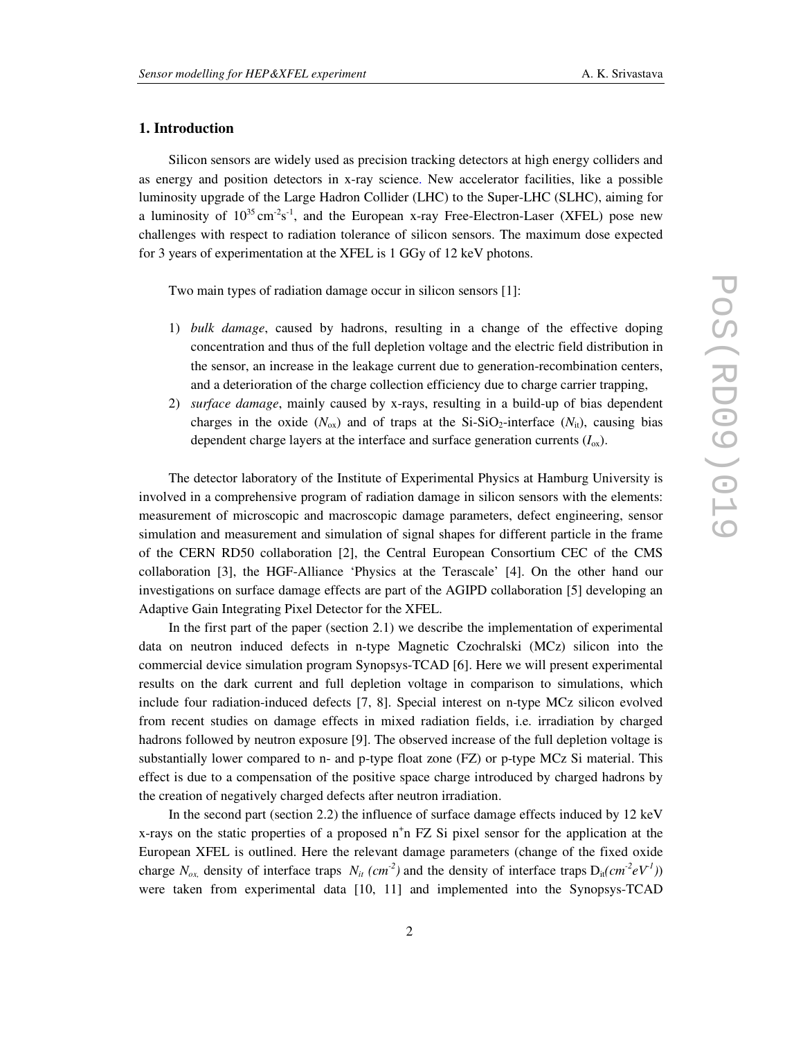## 1. Introduction

Silicon sensors are widely used as precision tracking detectors at high energy colliders and as energy and position detectors in x-ray science. New accelerator facilities, like a possible luminosity upgrade of the Large Hadron Collider (LHC) to the Super-LHC (SLHC), aiming for a luminosity of $10^{35}$ $cm^{-2}s^{-1}$, and the European x-ray Free-Electron-Laser (XFEL) pose new challenges with respect to radiation tolerance of silicon sensors. The maximum dose expected for 3 years of experimentation at the XFEL is 1 GGy of 12 keV photons.

Two main types of radiation damage occur in silicon sensors [1]:

1) *bulk damage*, caused by hadrons, resulting in a change of the effective doping concentration and thus of the full depletion voltage and the electric field distribution in the sensor, an increase in the leakage current due to generation-recombination centers, and a deterioration of the charge collection efficiency due to charge carrier trapping,
2) *surface damage*, mainly caused by x-rays, resulting in a build-up of bias dependent charges in the oxide ($N_{ox}$) and of traps at the Si-$SiO_2$-interface ($N_{it}$), causing bias dependent charge layers at the interface and surface generation currents ($I_{ox}$).

The detector laboratory of the Institute of Experimental Physics at Hamburg University is involved in a comprehensive program of radiation damage in silicon sensors with the elements: measurement of microscopic and macroscopic damage parameters, defect engineering, sensor simulation and measurement and simulation of signal shapes for different particle in the frame of the CERN RD50 collaboration [2], the Central European Consortium CEC of the CMS collaboration [3], the HGF-Alliance 'Physics at the Terascale' [4]. On the other hand our investigations on surface damage effects are part of the AGIPD collaboration [5] developing an Adaptive Gain Integrating Pixel Detector for the XFEL.

In the first part of the paper (section 2.1) we describe the implementation of experimental data on neutron induced defects in n-type Magnetic Czochralski (MCz) silicon into the commercial device simulation program Synopsys-TCAD [6]. Here we will present experimental results on the dark current and full depletion voltage in comparison to simulations, which include four radiation-induced defects [7, 8]. Special interest on n-type MCz silicon evolved from recent studies on damage effects in mixed radiation fields, i.e. irradiation by charged hadrons followed by neutron exposure [9]. The observed increase of the full depletion voltage is substantially lower compared to n- and p-type float zone (FZ) or p-type MCz Si material. This effect is due to a compensation of the positive space charge introduced by charged hadrons by the creation of negatively charged defects after neutron irradiation.

In the second part (section 2.2) the influence of surface damage effects induced by 12 keV x-rays on the static properties of a proposed $n^+n$ FZ Si pixel sensor for the application at the European XFEL is outlined. Here the relevant damage parameters (change of the fixed oxide charge $N_{ox,}$ density of interface traps $N_{it}$ $(cm^{-2})$ and the density of interface traps $D_{it}(cm^{-2}eV^{-1})$) were taken from experimental data [10, 11] and implemented into the Synopsys-TCAD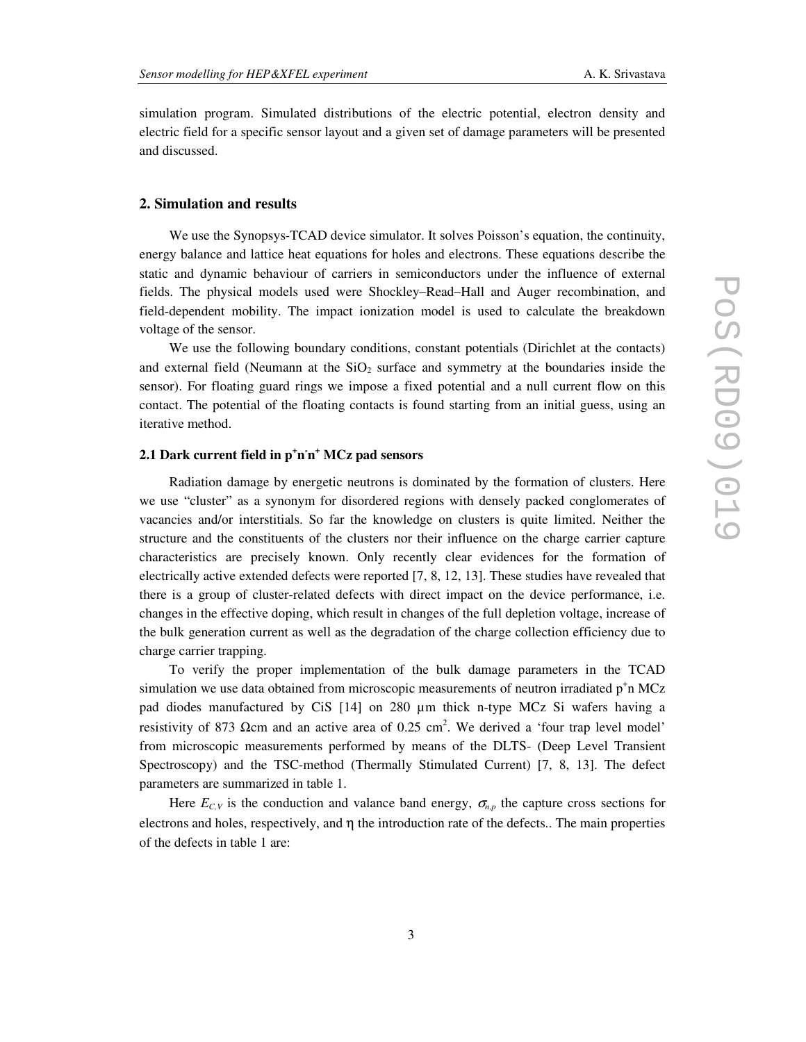simulation program. Simulated distributions of the electric potential, electron density and electric field for a specific sensor layout and a given set of damage parameters will be presented and discussed.

## 2. Simulation and results

We use the Synopsys-TCAD device simulator. It solves Poisson's equation, the continuity, energy balance and lattice heat equations for holes and electrons. These equations describe the static and dynamic behaviour of carriers in semiconductors under the influence of external fields. The physical models used were Shockley–Read–Hall and Auger recombination, and field-dependent mobility. The impact ionization model is used to calculate the breakdown voltage of the sensor.

We use the following boundary conditions, constant potentials (Dirichlet at the contacts) and external field (Neumann at the $SiO_2$ surface and symmetry at the boundaries inside the sensor). For floating guard rings we impose a fixed potential and a null current flow on this contact. The potential of the floating contacts is found starting from an initial guess, using an iterative method.

### 2.1 Dark current field in $p^+n^-n^+$ MCz pad sensors

Radiation damage by energetic neutrons is dominated by the formation of clusters. Here we use "cluster" as a synonym for disordered regions with densely packed conglomerates of vacancies and/or interstitials. So far the knowledge on clusters is quite limited. Neither the structure and the constituents of the clusters nor their influence on the charge carrier capture characteristics are precisely known. Only recently clear evidences for the formation of electrically active extended defects were reported [7, 8, 12, 13]. These studies have revealed that there is a group of cluster-related defects with direct impact on the device performance, i.e. changes in the effective doping, which result in changes of the full depletion voltage, increase of the bulk generation current as well as the degradation of the charge collection efficiency due to charge carrier trapping.

To verify the proper implementation of the bulk damage parameters in the TCAD simulation we use data obtained from microscopic measurements of neutron irradiated $p^+n$ MCz pad diodes manufactured by CiS [14] on 280 µm thick n-type MCz Si wafers having a resistivity of 873 Ωcm and an active area of 0.25 $cm^2$. We derived a 'four trap level model' from microscopic measurements performed by means of the DLTS- (Deep Level Transient Spectroscopy) and the TSC-method (Thermally Stimulated Current) [7, 8, 13]. The defect parameters are summarized in table 1.

Here $E_{C,V}$ is the conduction and valance band energy, $\sigma_{n,p}$ the capture cross sections for electrons and holes, respectively, and η the introduction rate of the defects.. The main properties of the defects in table 1 are: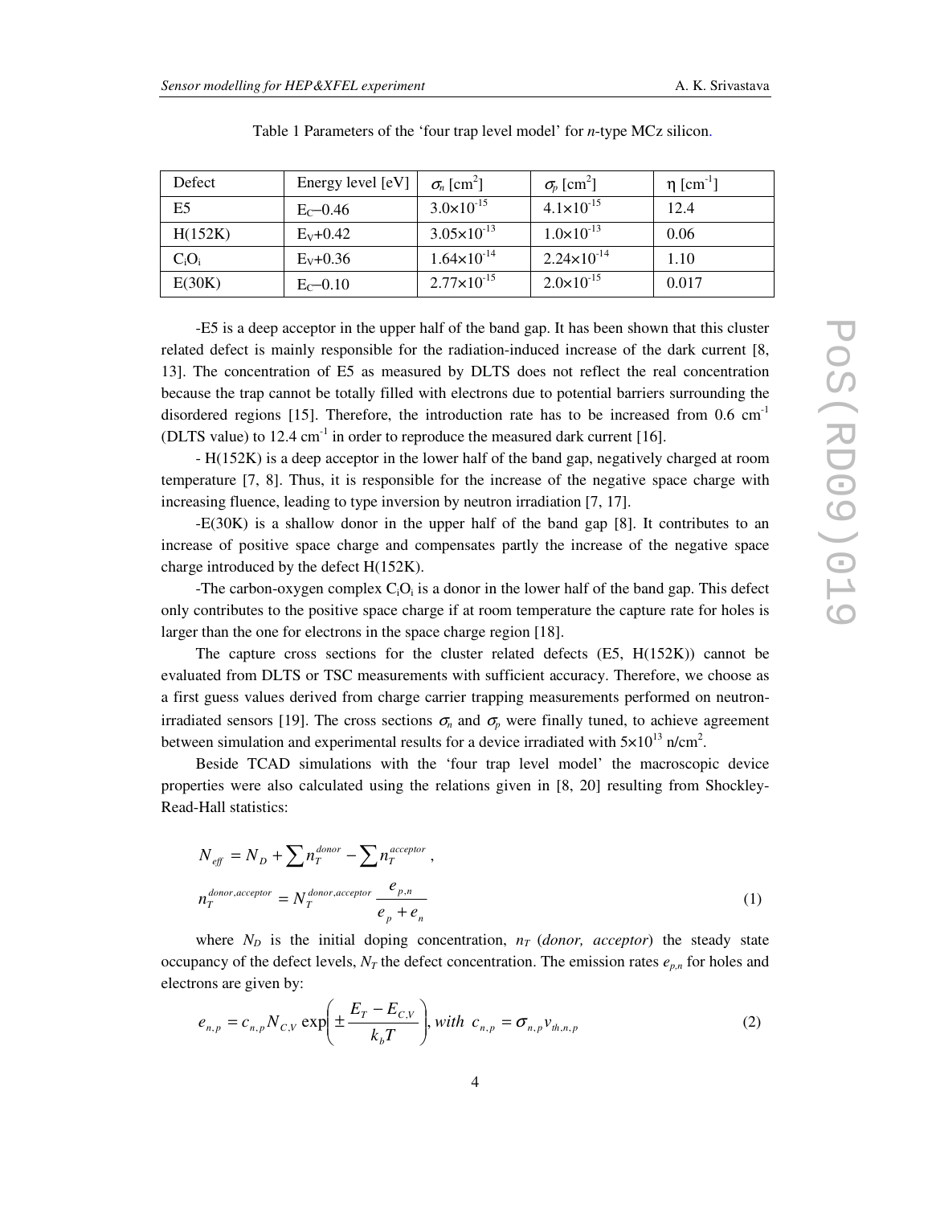Table 1 Parameters of the 'four trap level model' for *n*-type MCz silicon.

| Defect | Energy level [eV] | $\sigma_n$ [cm$^2$] | $\sigma_p$ [cm$^2$] | η [cm$^{-1}$] |
|---|---|---|---|---|
| E5 | $E_C$–0.46 | $3.0\times10^{-15}$ | $4.1\times10^{-15}$ | 12.4 |
| H(152K) | $E_V$+0.42 | $3.05\times10^{-13}$ | $1.0\times10^{-13}$ | 0.06 |
| $C_iO_i$ | $E_V$+0.36 | $1.64\times10^{-14}$ | $2.24\times10^{-14}$ | 1.10 |
| E(30K) | $E_C$–0.10 | $2.77\times10^{-15}$ | $2.0\times10^{-15}$ | 0.017 |

-E5 is a deep acceptor in the upper half of the band gap. It has been shown that this cluster related defect is mainly responsible for the radiation-induced increase of the dark current [8, 13]. The concentration of E5 as measured by DLTS does not reflect the real concentration because the trap cannot be totally filled with electrons due to potential barriers surrounding the disordered regions [15]. Therefore, the introduction rate has to be increased from 0.6 cm$^{-1}$ (DLTS value) to 12.4 cm$^{-1}$ in order to reproduce the measured dark current [16].

- H(152K) is a deep acceptor in the lower half of the band gap, negatively charged at room temperature [7, 8]. Thus, it is responsible for the increase of the negative space charge with increasing fluence, leading to type inversion by neutron irradiation [7, 17].

-E(30K) is a shallow donor in the upper half of the band gap [8]. It contributes to an increase of positive space charge and compensates partly the increase of the negative space charge introduced by the defect H(152K).

-The carbon-oxygen complex $C_iO_i$ is a donor in the lower half of the band gap. This defect only contributes to the positive space charge if at room temperature the capture rate for holes is larger than the one for electrons in the space charge region [18].

The capture cross sections for the cluster related defects (E5, H(152K)) cannot be evaluated from DLTS or TSC measurements with sufficient accuracy. Therefore, we choose as a first guess values derived from charge carrier trapping measurements performed on neutron-irradiated sensors [19]. The cross sections $\sigma_n$ and $\sigma_p$ were finally tuned, to achieve agreement between simulation and experimental results for a device irradiated with $5\times10^{13}$ n/cm$^2$.

Beside TCAD simulations with the 'four trap level model' the macroscopic device properties were also calculated using the relations given in [8, 20] resulting from Shockley-Read-Hall statistics:

$$N_{eff} = N_D + \sum n_T^{donor} - \sum n_T^{acceptor}\ ,$$

$$n_T^{donor,acceptor} = N_T^{donor,acceptor} \frac{e_{p,n}}{e_p + e_n} \tag{1}$$

where $N_D$ is the initial doping concentration, $n_T$ (*donor, acceptor*) the steady state occupancy of the defect levels, $N_T$ the defect concentration. The emission rates $e_{p,n}$ for holes and electrons are given by:

$$e_{n,p} = c_{n,p} N_{C,V} \exp\left(\pm \frac{E_T - E_{C,V}}{k_b T}\right), with\ \ c_{n,p} = \sigma_{n,p} v_{th,n,p} \tag{2}$$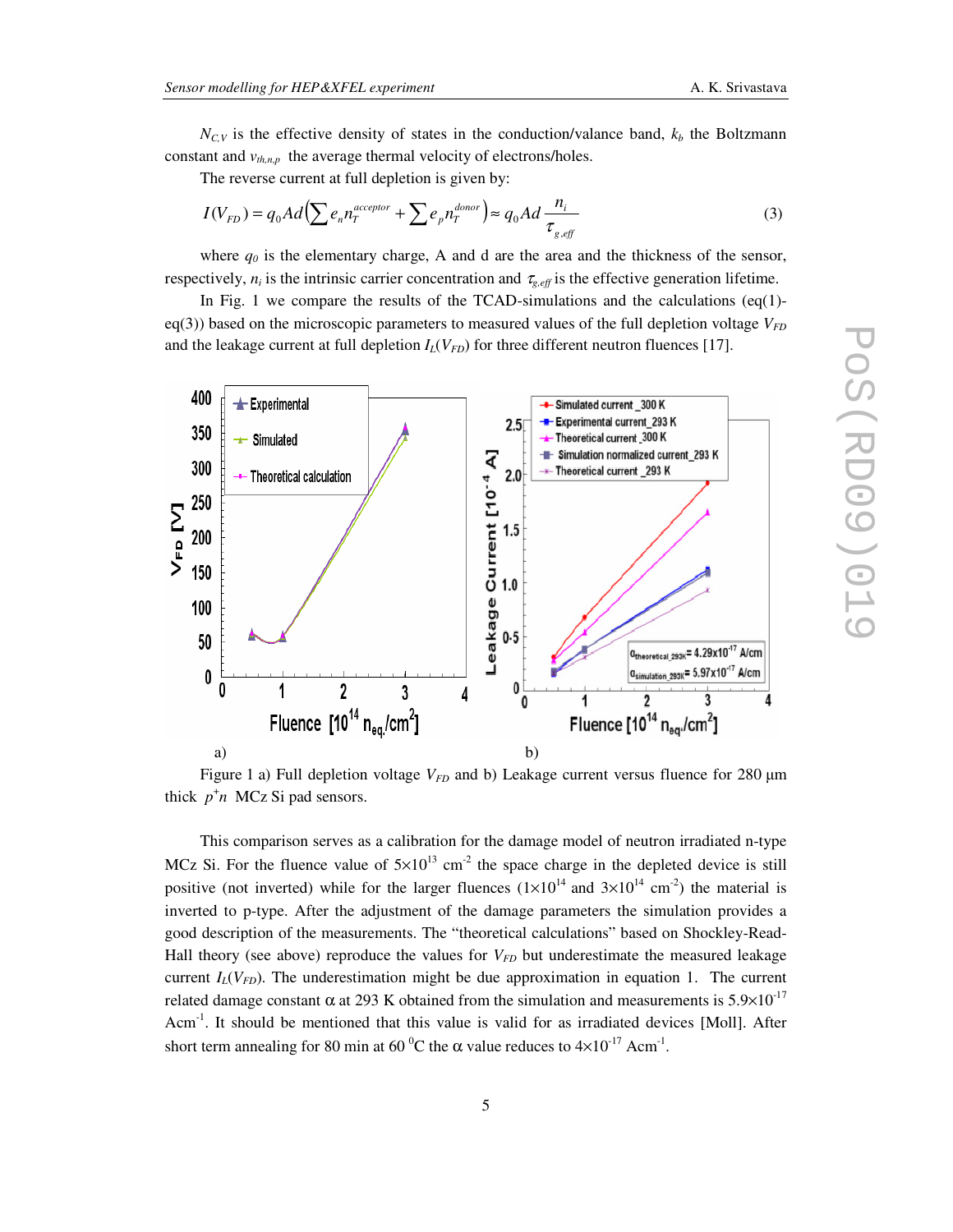$N_{C,V}$ is the effective density of states in the conduction/valance band, $k_b$ the Boltzmann constant and $v_{th,n,p}$ the average thermal velocity of electrons/holes.

The reverse current at full depletion is given by:

$$I(V_{FD}) = q_0 A d \left( \sum e_n n_T^{acceptor} + \sum e_p n_T^{donor} \right) \approx q_0 A d \frac{n_i}{\tau_{g,eff}} \tag{3}$$

where $q_0$ is the elementary charge, A and d are the area and the thickness of the sensor, respectively, $n_i$ is the intrinsic carrier concentration and $\tau_{g,eff}$ is the effective generation lifetime.

In Fig. 1 we compare the results of the TCAD-simulations and the calculations (eq(1)-eq(3)) based on the microscopic parameters to measured values of the full depletion voltage $V_{FD}$ and the leakage current at full depletion $I_L(V_{FD})$ for three different neutron fluences [17].

Figure 1 a) Full depletion voltage $V_{FD}$ and b) Leakage current versus fluence for 280 μm thick $p^+n$ MCz Si pad sensors.

This comparison serves as a calibration for the damage model of neutron irradiated n-type MCz Si. For the fluence value of $5\times10^{13}$ cm$^{-2}$ the space charge in the depleted device is still positive (not inverted) while for the larger fluences ($1\times10^{14}$ and $3\times10^{14}$ cm$^{-2}$) the material is inverted to p-type. After the adjustment of the damage parameters the simulation provides a good description of the measurements. The "theoretical calculations" based on Shockley-Read-Hall theory (see above) reproduce the values for $V_{FD}$ but underestimate the measured leakage current $I_L(V_{FD})$. The underestimation might be due approximation in equation 1. The current related damage constant $\alpha$ at 293 K obtained from the simulation and measurements is $5.9\times10^{-17}$ Acm$^{-1}$. It should be mentioned that this value is valid for as irradiated devices [Moll]. After short term annealing for 80 min at 60 $^0$C the $\alpha$ value reduces to $4\times10^{-17}$ Acm$^{-1}$.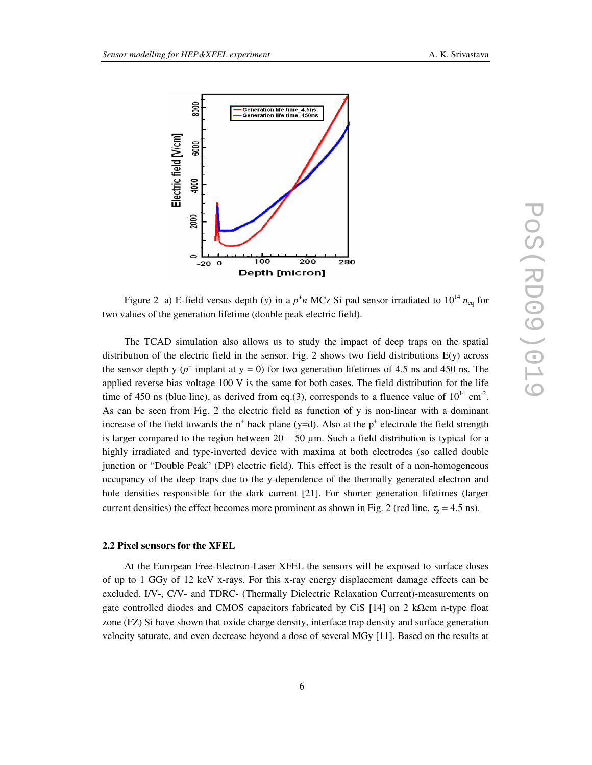Figure 2 a) E-field versus depth ($y$) in a $p^+n$ MCz Si pad sensor irradiated to $10^{14}$ $n_{eq}$ for two values of the generation lifetime (double peak electric field).

The TCAD simulation also allows us to study the impact of deep traps on the spatial distribution of the electric field in the sensor. Fig. 2 shows two field distributions E(y) across the sensor depth y ($p^+$ implant at y = 0) for two generation lifetimes of 4.5 ns and 450 ns. The applied reverse bias voltage 100 V is the same for both cases. The field distribution for the life time of 450 ns (blue line), as derived from eq.(3), corresponds to a fluence value of $10^{14}$ cm$^{-2}$. As can be seen from Fig. 2 the electric field as function of y is non-linear with a dominant increase of the field towards the $n^+$ back plane (y=d). Also at the $p^+$ electrode the field strength is larger compared to the region between 20 – 50 µm. Such a field distribution is typical for a highly irradiated and type-inverted device with maxima at both electrodes (so called double junction or "Double Peak" (DP) electric field). This effect is the result of a non-homogeneous occupancy of the deep traps due to the y-dependence of the thermally generated electron and hole densities responsible for the dark current [21]. For shorter generation lifetimes (larger current densities) the effect becomes more prominent as shown in Fig. 2 (red line, $\tau_g$ = 4.5 ns).

### 2.2 Pixel sensors for the XFEL

At the European Free-Electron-Laser XFEL the sensors will be exposed to surface doses of up to 1 GGy of 12 keV x-rays. For this x-ray energy displacement damage effects can be excluded. I/V-, C/V- and TDRC- (Thermally Dielectric Relaxation Current)-measurements on gate controlled diodes and CMOS capacitors fabricated by CiS [14] on 2 kΩcm n-type float zone (FZ) Si have shown that oxide charge density, interface trap density and surface generation velocity saturate, and even decrease beyond a dose of several MGy [11]. Based on the results at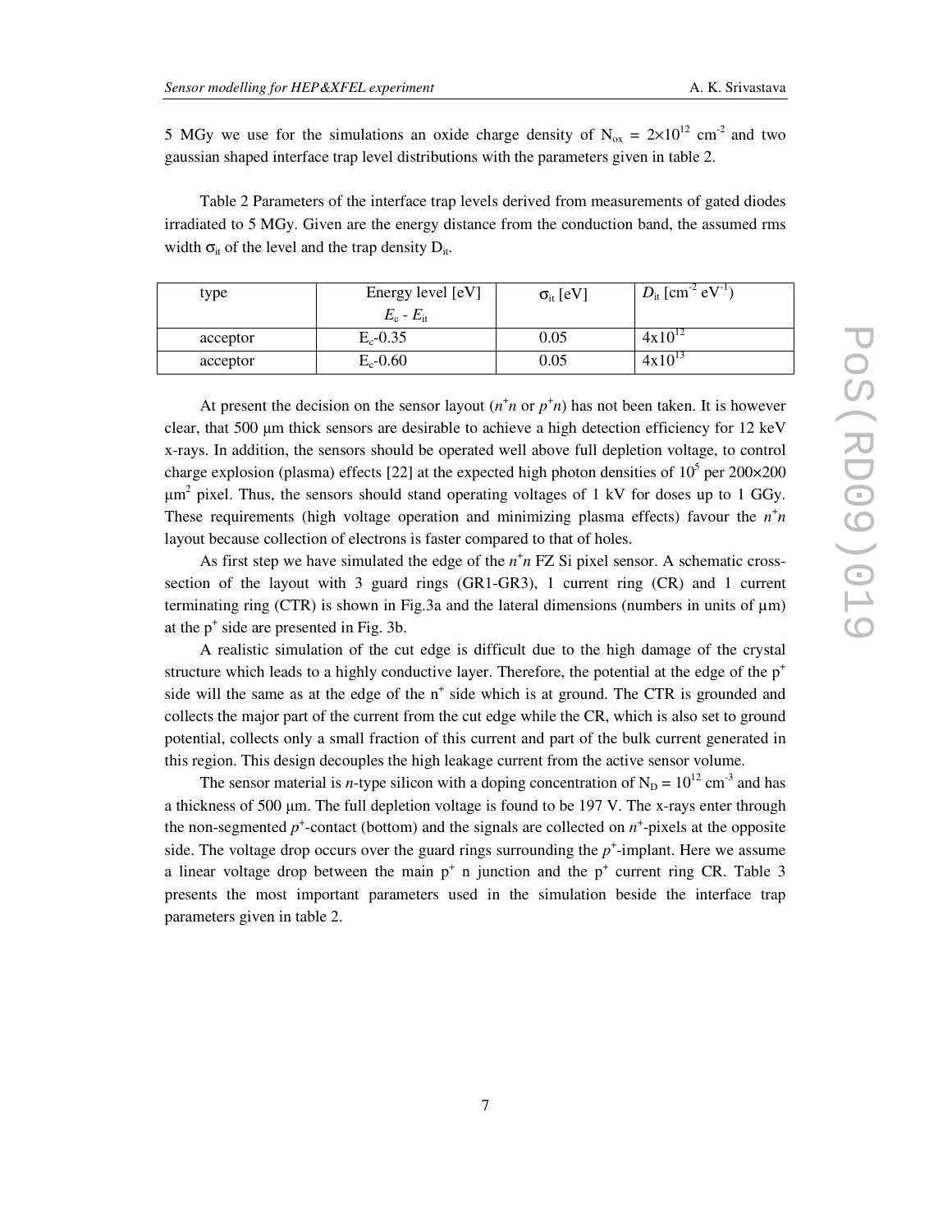5 MGy we use for the simulations an oxide charge density of $N_{ox} = 2\times10^{12}$ cm$^{-2}$ and two gaussian shaped interface trap level distributions with the parameters given in table 2.

Table 2 Parameters of the interface trap levels derived from measurements of gated diodes irradiated to 5 MGy. Given are the energy distance from the conduction band, the assumed rms width $\sigma_{it}$ of the level and the trap density $D_{it}$.

| type | Energy level [eV] $E_c - E_{it}$ | $\sigma_{it}$ [eV] | $D_{it}$ [cm$^{-2}$ eV$^{-1}$) |
|---|---|---|---|
| acceptor | $E_c$-0.35 | 0.05 | $4\text{x}10^{12}$ |
| acceptor | $E_c$-0.60 | 0.05 | $4\text{x}10^{13}$ |

At present the decision on the sensor layout ($n^+n$ or $p^+n$) has not been taken. It is however clear, that 500 µm thick sensors are desirable to achieve a high detection efficiency for 12 keV x-rays. In addition, the sensors should be operated well above full depletion voltage, to control charge explosion (plasma) effects [22] at the expected high photon densities of $10^5$ per 200×200 µm$^2$ pixel. Thus, the sensors should stand operating voltages of 1 kV for doses up to 1 GGy. These requirements (high voltage operation and minimizing plasma effects) favour the $n^+n$ layout because collection of electrons is faster compared to that of holes.

As first step we have simulated the edge of the $n^+n$ FZ Si pixel sensor. A schematic cross-section of the layout with 3 guard rings (GR1-GR3), 1 current ring (CR) and 1 current terminating ring (CTR) is shown in Fig.3a and the lateral dimensions (numbers in units of µm) at the $p^+$ side are presented in Fig. 3b.

A realistic simulation of the cut edge is difficult due to the high damage of the crystal structure which leads to a highly conductive layer. Therefore, the potential at the edge of the $p^+$ side will the same as at the edge of the $n^+$ side which is at ground. The CTR is grounded and collects the major part of the current from the cut edge while the CR, which is also set to ground potential, collects only a small fraction of this current and part of the bulk current generated in this region. This design decouples the high leakage current from the active sensor volume.

The sensor material is *n*-type silicon with a doping concentration of $N_D = 10^{12}$ cm$^{-3}$ and has a thickness of 500 µm. The full depletion voltage is found to be 197 V. The x-rays enter through the non-segmented $p^+$-contact (bottom) and the signals are collected on $n^+$-pixels at the opposite side. The voltage drop occurs over the guard rings surrounding the $p^+$-implant. Here we assume a linear voltage drop between the main $p^+$ n junction and the $p^+$ current ring CR. Table 3 presents the most important parameters used in the simulation beside the interface trap parameters given in table 2.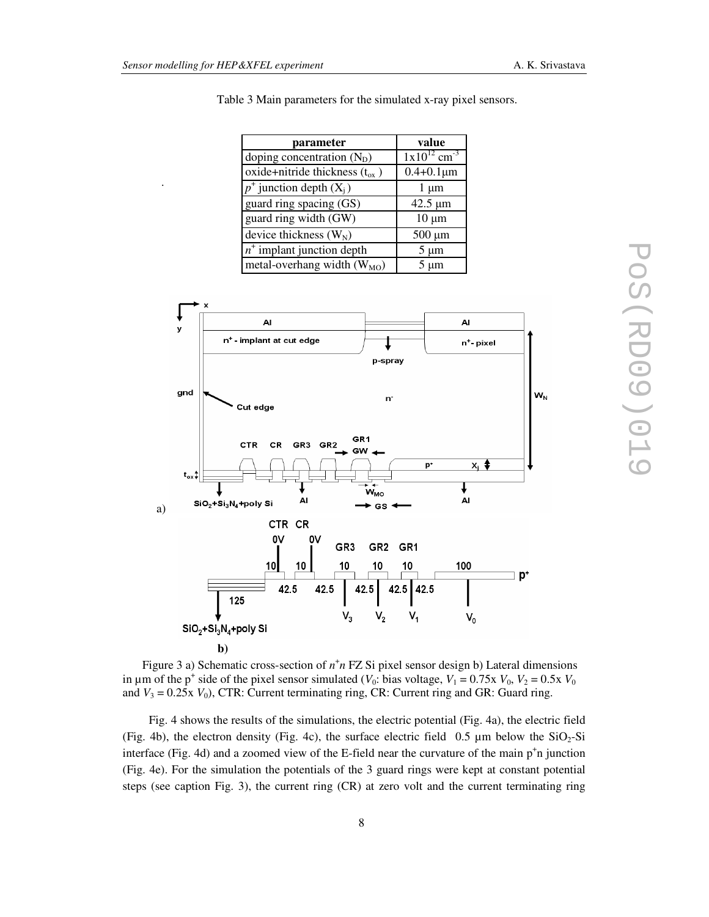Table 3 Main parameters for the simulated x-ray pixel sensors.

| parameter | value |
| --- | --- |
| doping concentration ($N_D$) | $1x10^{12}$ cm$^{-3}$ |
| oxide+nitride thickness ($t_{ox}$ ) | 0.4+0.1μm |
| $p^+$ junction depth ($X_j$ ) | 1 μm |
| guard ring spacing (GS) | 42.5 μm |
| guard ring width (GW) | 10 μm |
| device thickness ($W_N$) | 500 μm |
| $n^+$ implant junction depth | 5 μm |
| metal-overhang width ($W_{MO}$) | 5 μm |

Figure 3 a) Schematic cross-section of $n^+n$ FZ Si pixel sensor design b) Lateral dimensions in μm of the $p^+$ side of the pixel sensor simulated ($V_0$: bias voltage, $V_1 = 0.75$x $V_0$, $V_2 = 0.5$x $V_0$ and $V_3 = 0.25$x $V_0$), CTR: Current terminating ring, CR: Current ring and GR: Guard ring.

Fig. 4 shows the results of the simulations, the electric potential (Fig. 4a), the electric field (Fig. 4b), the electron density (Fig. 4c), the surface electric field 0.5 μm below the $SiO_2$-Si interface (Fig. 4d) and a zoomed view of the E-field near the curvature of the main $p^+$n junction (Fig. 4e). For the simulation the potentials of the 3 guard rings were kept at constant potential steps (see caption Fig. 3), the current ring (CR) at zero volt and the current terminating ring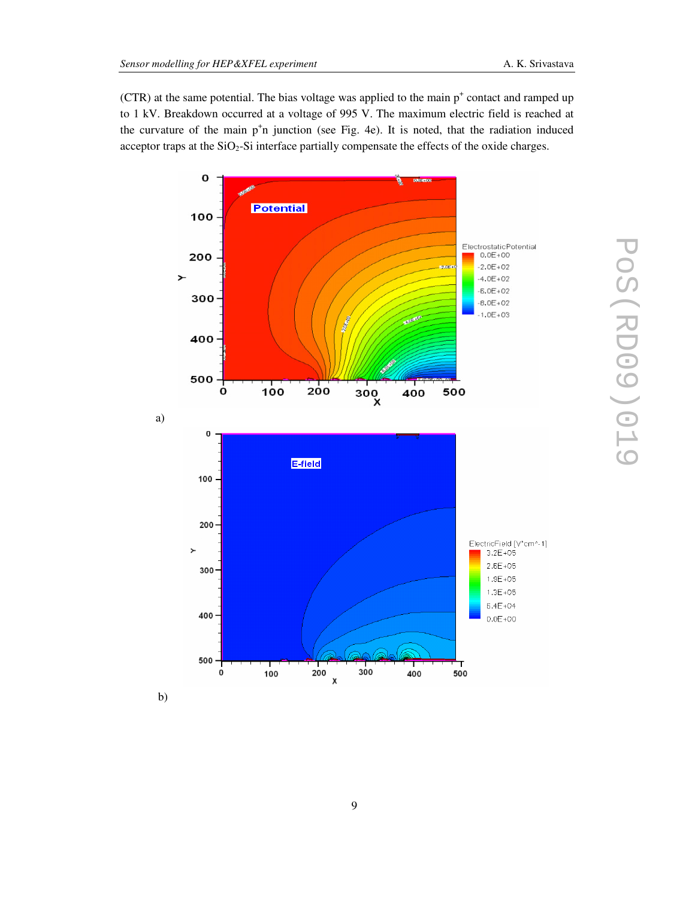(CTR) at the same potential. The bias voltage was applied to the main $p^+$ contact and ramped up to 1 kV. Breakdown occurred at a voltage of 995 V. The maximum electric field is reached at the curvature of the main $p^+n$ junction (see Fig. 4e). It is noted, that the radiation induced acceptor traps at the $SiO_2$-Si interface partially compensate the effects of the oxide charges.

a)

b)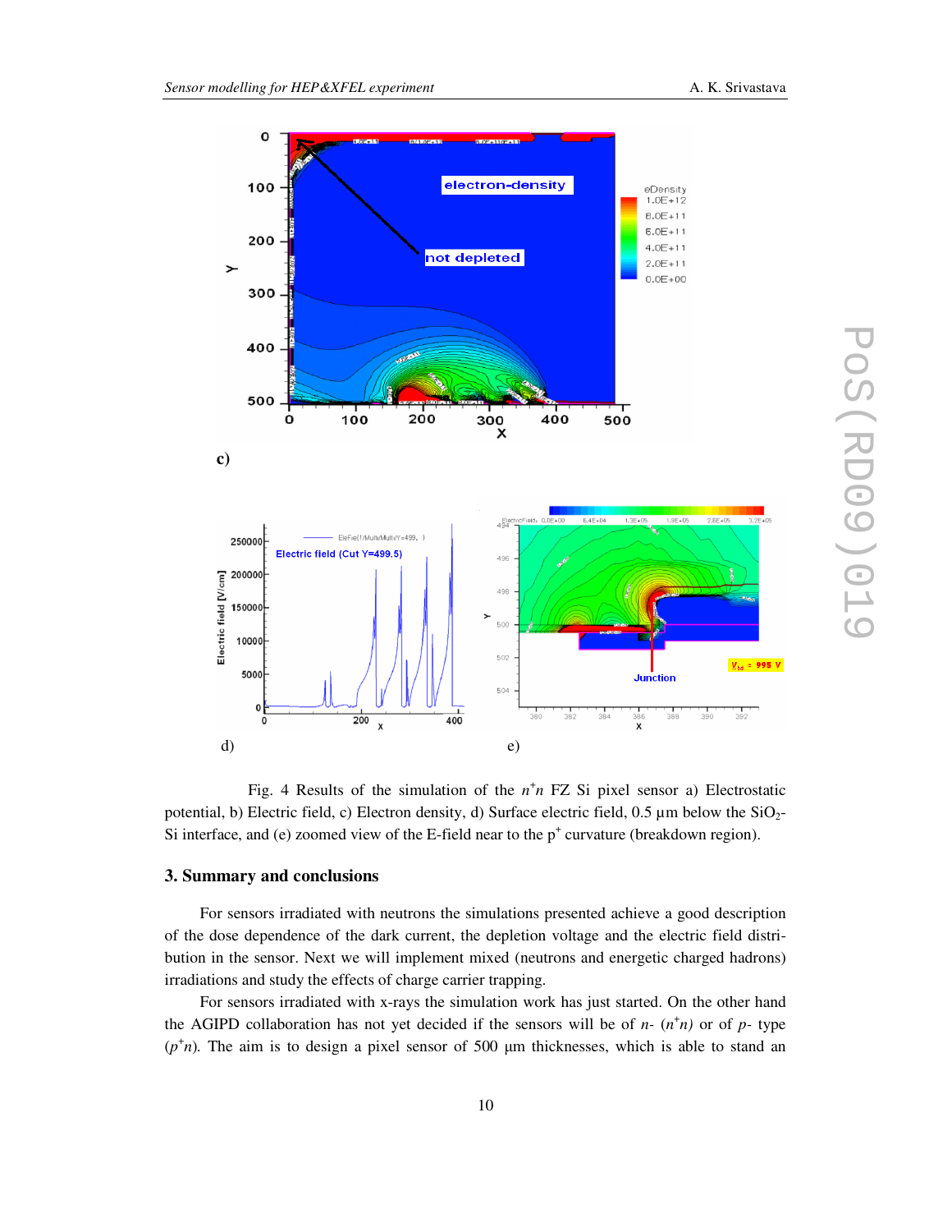c)

d) e)

Fig. 4 Results of the simulation of the $n^+n$ FZ Si pixel sensor a) Electrostatic potential, b) Electric field, c) Electron density, d) Surface electric field, 0.5 µm below the $SiO_2$-Si interface, and (e) zoomed view of the E-field near to the $p^+$ curvature (breakdown region).

### 3. Summary and conclusions

For sensors irradiated with neutrons the simulations presented achieve a good description of the dose dependence of the dark current, the depletion voltage and the electric field distribution in the sensor. Next we will implement mixed (neutrons and energetic charged hadrons) irradiations and study the effects of charge carrier trapping.

For sensors irradiated with x-rays the simulation work has just started. On the other hand the AGIPD collaboration has not yet decided if the sensors will be of *n*- (*$n^+n$*) or of *p*- type (*$p^+n$*). The aim is to design a pixel sensor of 500 µm thicknesses, which is able to stand an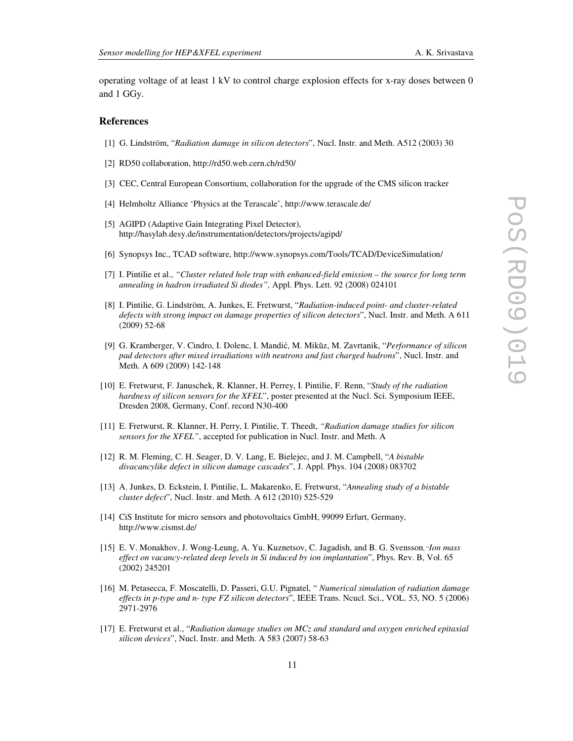operating voltage of at least 1 kV to control charge explosion effects for x-ray doses between 0 and 1 GGy.

## References

[1] G. Lindström, "*Radiation damage in silicon detectors*", Nucl. Instr. and Meth. A512 (2003) 30

[2] RD50 collaboration, http://rd50.web.cern.ch/rd50/

[3] CEC, Central European Consortium, collaboration for the upgrade of the CMS silicon tracker

[4] Helmholtz Alliance 'Physics at the Terascale', http://www.terascale.de/

[5] AGIPD (Adaptive Gain Integrating Pixel Detector), http://hasylab.desy.de/instrumentation/detectors/projects/agipd/

[6] Synopsys Inc., TCAD software, http://www.synopsys.com/Tools/TCAD/DeviceSimulation/

[7] I. Pintilie et al., *"Cluster related hole trap with enhanced-field emission – the source for long term annealing in hadron irradiated Si diodes",* Appl. Phys. Lett. 92 (2008) 024101

[8] I. Pintilie, G. Lindström, A. Junkes, E. Fretwurst, "*Radiation-induced point- and cluster-related defects with strong impact on damage properties of silicon detectors*", Nucl. Instr. and Meth. A 611 (2009) 52-68

[9] G. Kramberger, V. Cindro, I. Dolenc, I. Mandić, M. Mikǔz, M. Zavrtanik, "*Performance of silicon pad detectors after mixed irradiations with neutrons and fast charged hadrons*", Nucl. Instr. and Meth. A 609 (2009) 142-148

[10] E. Fretwurst, F. Januschek, R. Klanner, H. Perrey, I. Pintilie, F. Renn, "*Study of the radiation hardness of silicon sensors for the XFEL*", poster presented at the Nucl. Sci. Symposium IEEE, Dresden 2008, Germany, Conf. record N30-400

[11] E. Fretwurst, R. Klanner, H. Perry, I. Pintilie, T. Theedt, *"Radiation damage studies for silicon sensors for the XFEL"*, accepted for publication in Nucl. Instr. and Meth. A

[12] R. M. Fleming, C. H. Seager, D. V. Lang, E. Bielejec, and J. M. Campbell, "*A bistable divacancylike defect in silicon damage cascades*", J. Appl. Phys. 104 (2008) 083702

[13] A. Junkes, D. Eckstein, I. Pintilie, L. Makarenko, E. Fretwurst, "*Annealing study of a bistable cluster defect*", Nucl. Instr. and Meth. A 612 (2010) 525-529

[14] CiS Institute for micro sensors and photovoltaics GmbH, 99099 Erfurt, Germany, http://www.cismst.de/

[15] E. V. Monakhov, J. Wong-Leung, A. Yu. Kuznetsov, C. Jagadish, and B. G. Svensson, "*Ion mass effect on vacancy-related deep levels in Si induced by ion implantation*", Phys. Rev. B, Vol. 65 (2002) 245201

[16] M. Petasecca, F. Moscatelli, D. Passeri, G.U. Pignatel, " *Numerical simulation of radiation damage effects in p-type and n- type FZ silicon detectors*", IEEE Trans. Ncucl. Sci., VOL. 53, NO. 5 (2006) 2971-2976

[17] E. Fretwurst et al., "*Radiation damage studies on MCz and standard and oxygen enriched epitaxial silicon devices*", Nucl. Instr. and Meth. A 583 (2007) 58-63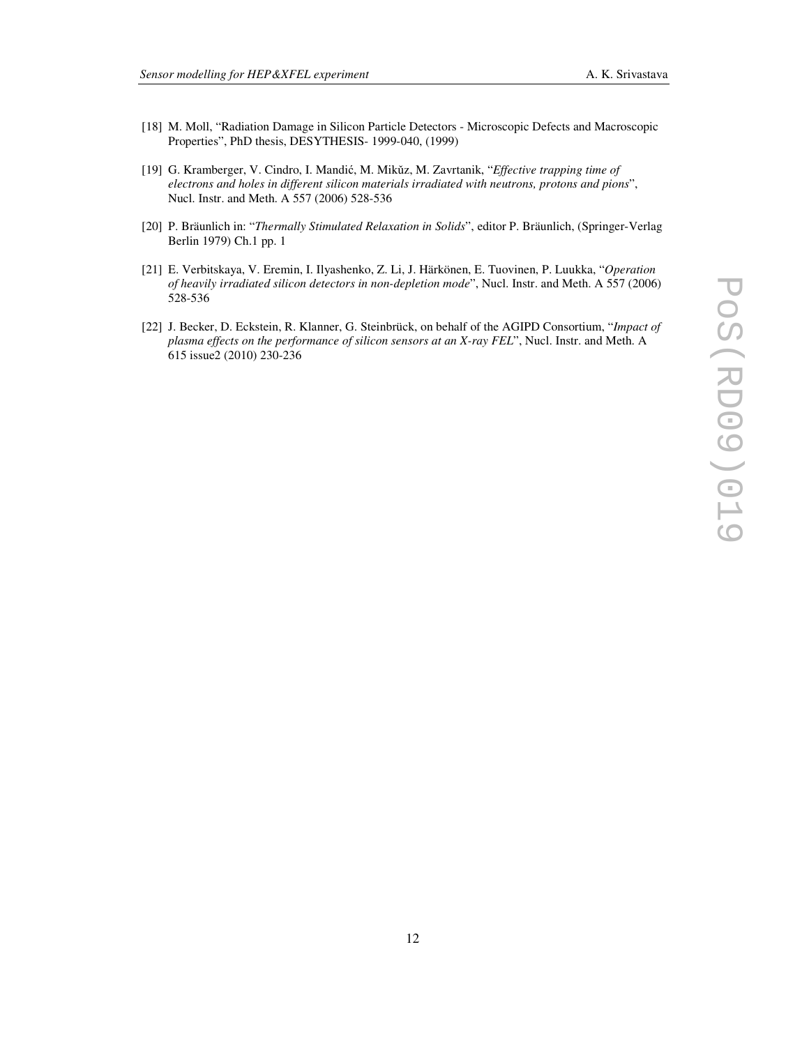[18] M. Moll, "Radiation Damage in Silicon Particle Detectors - Microscopic Defects and Macroscopic Properties", PhD thesis, DESYTHESIS- 1999-040, (1999)

[19] G. Kramberger, V. Cindro, I. Mandić, M. Mikŭz, M. Zavrtanik, "*Effective trapping time of electrons and holes in different silicon materials irradiated with neutrons, protons and pions*", Nucl. Instr. and Meth. A 557 (2006) 528-536

[20] P. Bräunlich in: "*Thermally Stimulated Relaxation in Solids*", editor P. Bräunlich, (Springer-Verlag Berlin 1979) Ch.1 pp. 1

[21] E. Verbitskaya, V. Eremin, I. Ilyashenko, Z. Li, J. Härkönen, E. Tuovinen, P. Luukka, "*Operation of heavily irradiated silicon detectors in non-depletion mode*", Nucl. Instr. and Meth. A 557 (2006) 528-536

[22] J. Becker, D. Eckstein, R. Klanner, G. Steinbrück, on behalf of the AGIPD Consortium, "*Impact of plasma effects on the performance of silicon sensors at an X-ray FEL*", Nucl. Instr. and Meth. A 615 issue2 (2010) 230-236